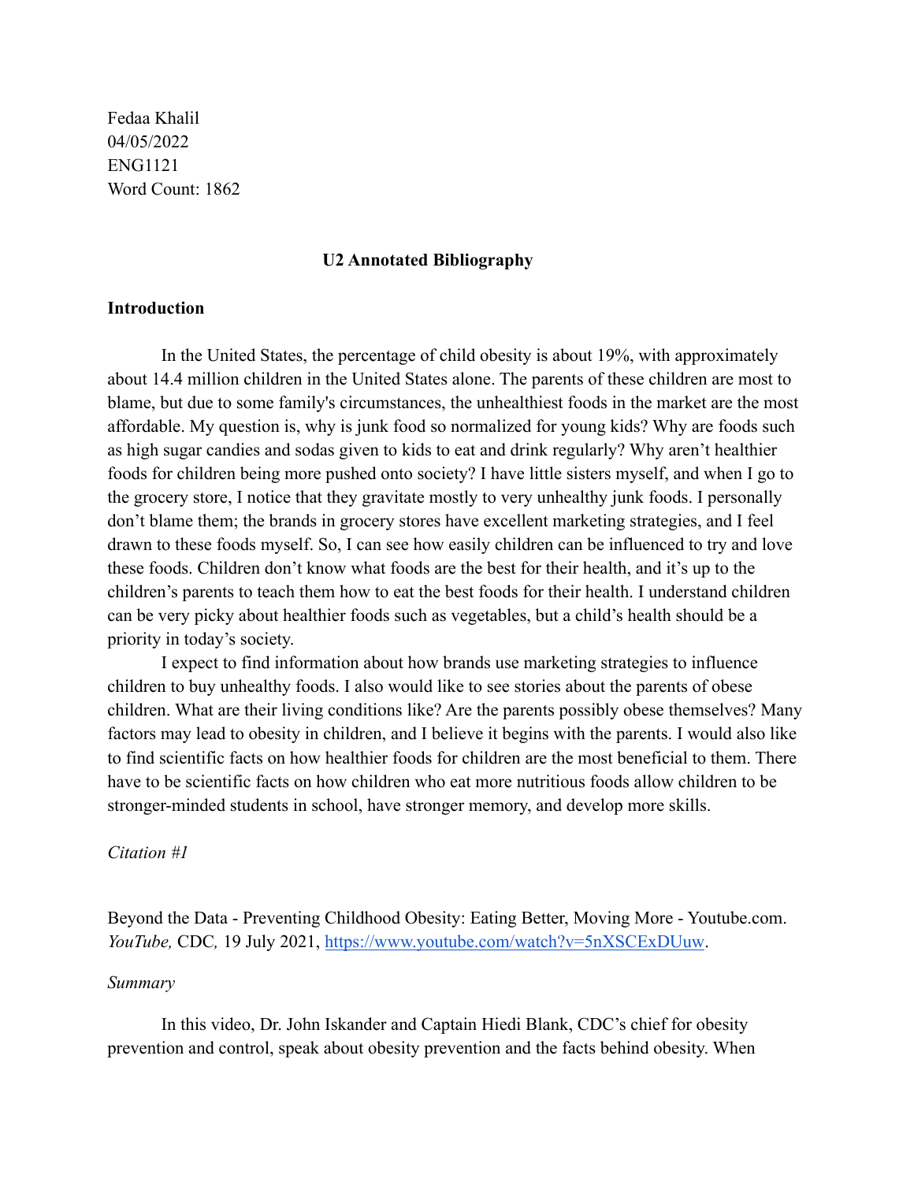Fedaa Khalil
04/05/2022
ENG1121
Word Count: 1862

# U2 Annotated Bibliography

## Introduction

In the United States, the percentage of child obesity is about 19%, with approximately about 14.4 million children in the United States alone. The parents of these children are most to blame, but due to some family's circumstances, the unhealthiest foods in the market are the most affordable. My question is, why is junk food so normalized for young kids? Why are foods such as high sugar candies and sodas given to kids to eat and drink regularly? Why aren't healthier foods for children being more pushed onto society? I have little sisters myself, and when I go to the grocery store, I notice that they gravitate mostly to very unhealthy junk foods. I personally don't blame them; the brands in grocery stores have excellent marketing strategies, and I feel drawn to these foods myself. So, I can see how easily children can be influenced to try and love these foods. Children don't know what foods are the best for their health, and it's up to the children's parents to teach them how to eat the best foods for their health. I understand children can be very picky about healthier foods such as vegetables, but a child's health should be a priority in today's society.

I expect to find information about how brands use marketing strategies to influence children to buy unhealthy foods. I also would like to see stories about the parents of obese children. What are their living conditions like? Are the parents possibly obese themselves? Many factors may lead to obesity in children, and I believe it begins with the parents. I would also like to find scientific facts on how healthier foods for children are the most beneficial to them. There have to be scientific facts on how children who eat more nutritious foods allow children to be stronger-minded students in school, have stronger memory, and develop more skills.

*Citation #1*

Beyond the Data - Preventing Childhood Obesity: Eating Better, Moving More - Youtube.com. *YouTube,* CDC*,* 19 July 2021, https://www.youtube.com/watch?v=5nXSCExDUuw.

*Summary*

In this video, Dr. John Iskander and Captain Hiedi Blank, CDC's chief for obesity prevention and control, speak about obesity prevention and the facts behind obesity. When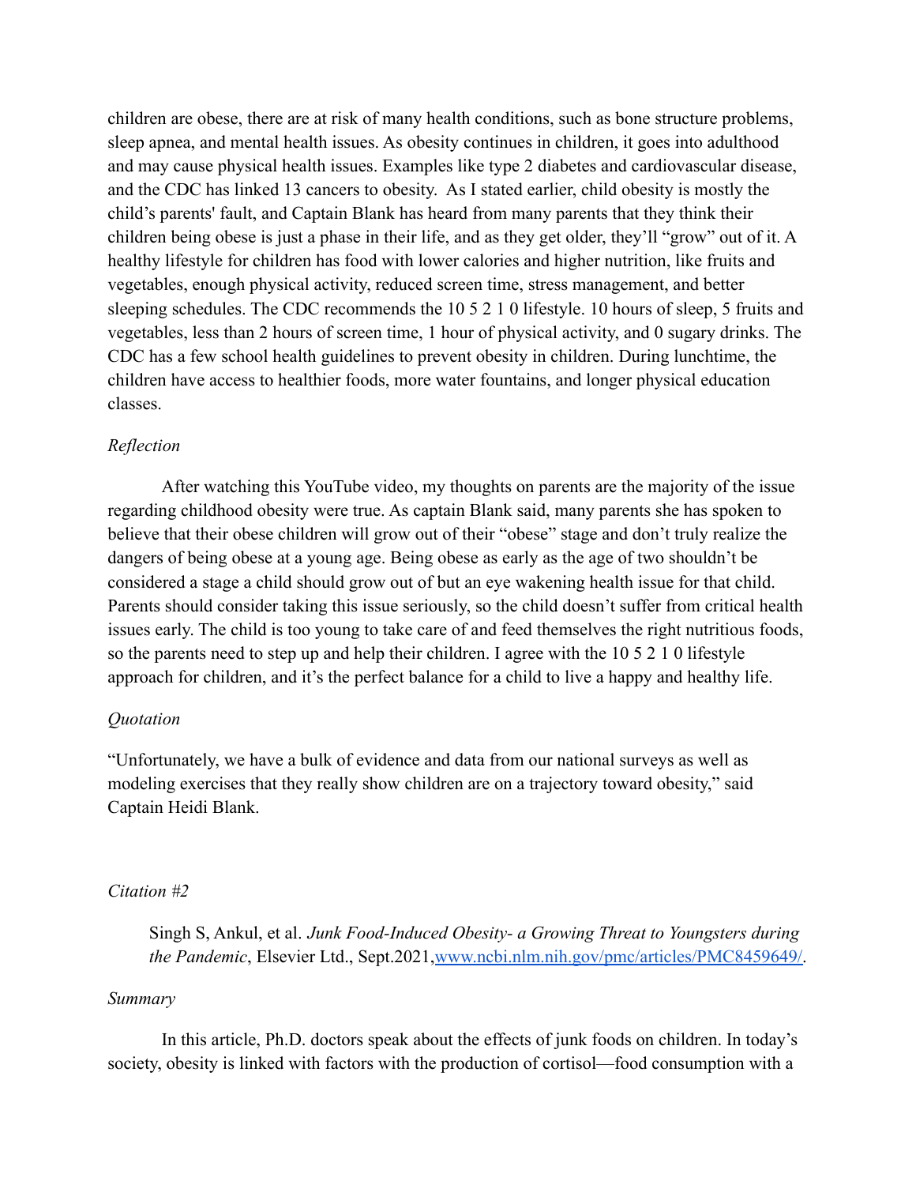children are obese, there are at risk of many health conditions, such as bone structure problems, sleep apnea, and mental health issues. As obesity continues in children, it goes into adulthood and may cause physical health issues. Examples like type 2 diabetes and cardiovascular disease, and the CDC has linked 13 cancers to obesity. As I stated earlier, child obesity is mostly the child's parents' fault, and Captain Blank has heard from many parents that they think their children being obese is just a phase in their life, and as they get older, they'll "grow" out of it. A healthy lifestyle for children has food with lower calories and higher nutrition, like fruits and vegetables, enough physical activity, reduced screen time, stress management, and better sleeping schedules. The CDC recommends the 10 5 2 1 0 lifestyle. 10 hours of sleep, 5 fruits and vegetables, less than 2 hours of screen time, 1 hour of physical activity, and 0 sugary drinks. The CDC has a few school health guidelines to prevent obesity in children. During lunchtime, the children have access to healthier foods, more water fountains, and longer physical education classes.

*Reflection*

After watching this YouTube video, my thoughts on parents are the majority of the issue regarding childhood obesity were true. As captain Blank said, many parents she has spoken to believe that their obese children will grow out of their "obese" stage and don't truly realize the dangers of being obese at a young age. Being obese as early as the age of two shouldn't be considered a stage a child should grow out of but an eye wakening health issue for that child. Parents should consider taking this issue seriously, so the child doesn't suffer from critical health issues early. The child is too young to take care of and feed themselves the right nutritious foods, so the parents need to step up and help their children. I agree with the 10 5 2 1 0 lifestyle approach for children, and it's the perfect balance for a child to live a happy and healthy life.

*Quotation*

"Unfortunately, we have a bulk of evidence and data from our national surveys as well as modeling exercises that they really show children are on a trajectory toward obesity," said Captain Heidi Blank.

*Citation #2*

Singh S, Ankul, et al. *Junk Food-Induced Obesity- a Growing Threat to Youngsters during the Pandemic*, Elsevier Ltd., Sept.2021,www.ncbi.nlm.nih.gov/pmc/articles/PMC8459649/.

*Summary*

In this article, Ph.D. doctors speak about the effects of junk foods on children. In today's society, obesity is linked with factors with the production of cortisol—food consumption with a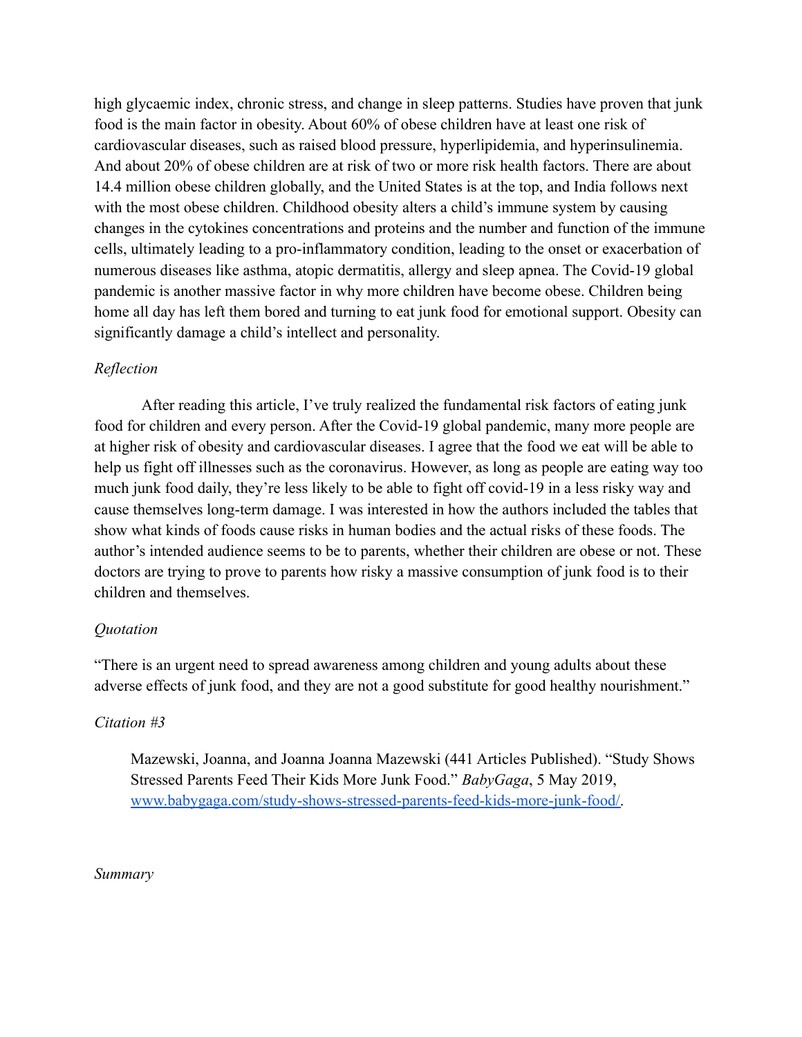high glycaemic index, chronic stress, and change in sleep patterns. Studies have proven that junk food is the main factor in obesity. About 60% of obese children have at least one risk of cardiovascular diseases, such as raised blood pressure, hyperlipidemia, and hyperinsulinemia. And about 20% of obese children are at risk of two or more risk health factors. There are about 14.4 million obese children globally, and the United States is at the top, and India follows next with the most obese children. Childhood obesity alters a child's immune system by causing changes in the cytokines concentrations and proteins and the number and function of the immune cells, ultimately leading to a pro-inflammatory condition, leading to the onset or exacerbation of numerous diseases like asthma, atopic dermatitis, allergy and sleep apnea. The Covid-19 global pandemic is another massive factor in why more children have become obese. Children being home all day has left them bored and turning to eat junk food for emotional support. Obesity can significantly damage a child's intellect and personality.

*Reflection*

After reading this article, I've truly realized the fundamental risk factors of eating junk food for children and every person. After the Covid-19 global pandemic, many more people are at higher risk of obesity and cardiovascular diseases. I agree that the food we eat will be able to help us fight off illnesses such as the coronavirus. However, as long as people are eating way too much junk food daily, they're less likely to be able to fight off covid-19 in a less risky way and cause themselves long-term damage. I was interested in how the authors included the tables that show what kinds of foods cause risks in human bodies and the actual risks of these foods. The author's intended audience seems to be to parents, whether their children are obese or not. These doctors are trying to prove to parents how risky a massive consumption of junk food is to their children and themselves.

*Quotation*

"There is an urgent need to spread awareness among children and young adults about these adverse effects of junk food, and they are not a good substitute for good healthy nourishment."

*Citation #3*

Mazewski, Joanna, and Joanna Joanna Mazewski (441 Articles Published). "Study Shows Stressed Parents Feed Their Kids More Junk Food." *BabyGaga*, 5 May 2019, [www.babygaga.com/study-shows-stressed-parents-feed-kids-more-junk-food/](www.babygaga.com/study-shows-stressed-parents-feed-kids-more-junk-food/).

*Summary*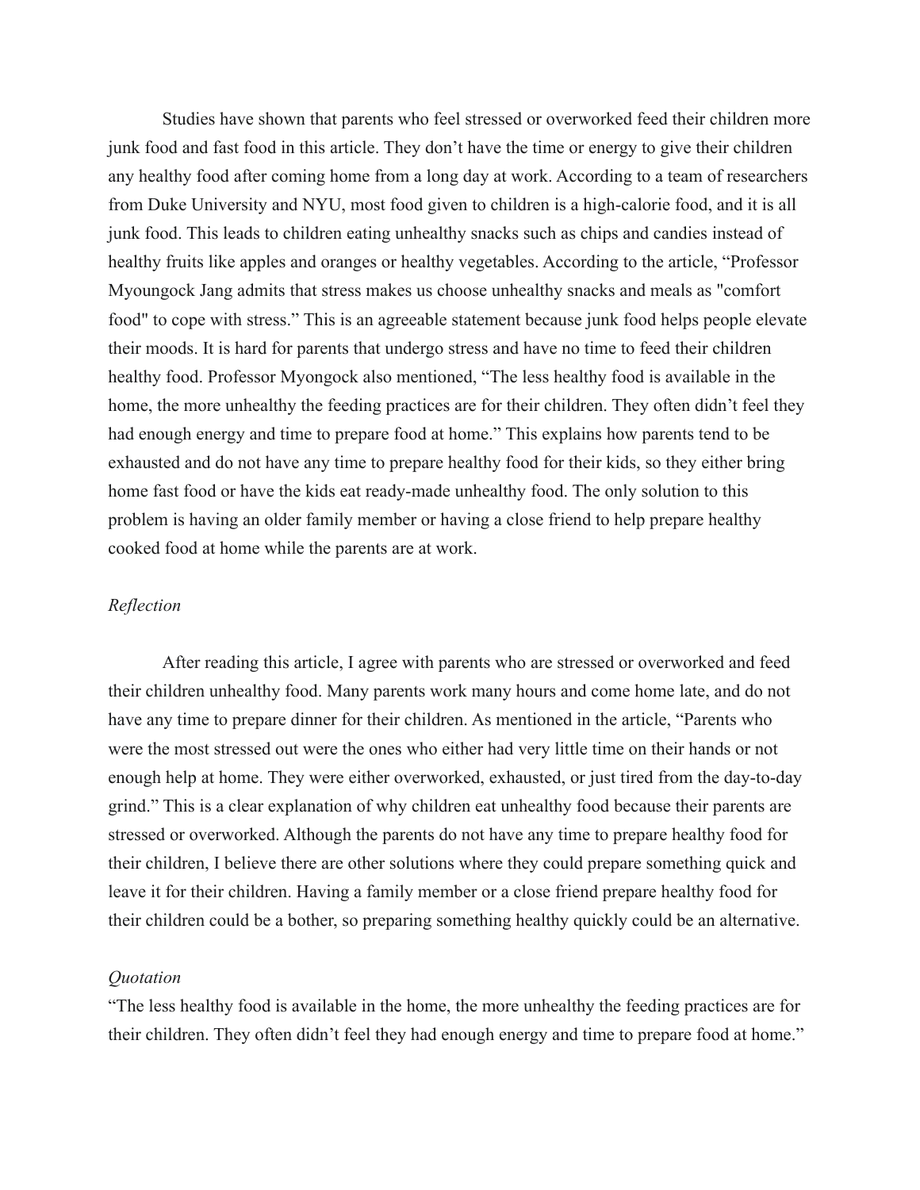Studies have shown that parents who feel stressed or overworked feed their children more junk food and fast food in this article. They don't have the time or energy to give their children any healthy food after coming home from a long day at work. According to a team of researchers from Duke University and NYU, most food given to children is a high-calorie food, and it is all junk food. This leads to children eating unhealthy snacks such as chips and candies instead of healthy fruits like apples and oranges or healthy vegetables. According to the article, "Professor Myoungock Jang admits that stress makes us choose unhealthy snacks and meals as "comfort food" to cope with stress." This is an agreeable statement because junk food helps people elevate their moods. It is hard for parents that undergo stress and have no time to feed their children healthy food. Professor Myongock also mentioned, "The less healthy food is available in the home, the more unhealthy the feeding practices are for their children. They often didn't feel they had enough energy and time to prepare food at home." This explains how parents tend to be exhausted and do not have any time to prepare healthy food for their kids, so they either bring home fast food or have the kids eat ready-made unhealthy food. The only solution to this problem is having an older family member or having a close friend to help prepare healthy cooked food at home while the parents are at work.

*Reflection*

After reading this article, I agree with parents who are stressed or overworked and feed their children unhealthy food. Many parents work many hours and come home late, and do not have any time to prepare dinner for their children. As mentioned in the article, "Parents who were the most stressed out were the ones who either had very little time on their hands or not enough help at home. They were either overworked, exhausted, or just tired from the day-to-day grind." This is a clear explanation of why children eat unhealthy food because their parents are stressed or overworked. Although the parents do not have any time to prepare healthy food for their children, I believe there are other solutions where they could prepare something quick and leave it for their children. Having a family member or a close friend prepare healthy food for their children could be a bother, so preparing something healthy quickly could be an alternative.

*Quotation*

"The less healthy food is available in the home, the more unhealthy the feeding practices are for their children. They often didn't feel they had enough energy and time to prepare food at home."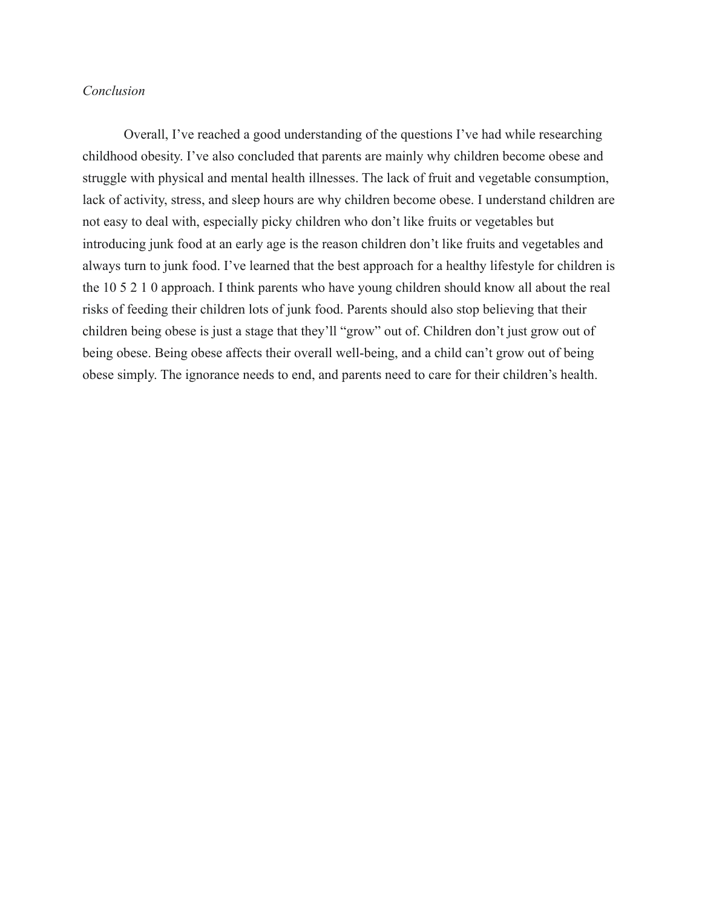*Conclusion*

Overall, I've reached a good understanding of the questions I've had while researching childhood obesity. I've also concluded that parents are mainly why children become obese and struggle with physical and mental health illnesses. The lack of fruit and vegetable consumption, lack of activity, stress, and sleep hours are why children become obese. I understand children are not easy to deal with, especially picky children who don't like fruits or vegetables but introducing junk food at an early age is the reason children don't like fruits and vegetables and always turn to junk food. I've learned that the best approach for a healthy lifestyle for children is the 10 5 2 1 0 approach. I think parents who have young children should know all about the real risks of feeding their children lots of junk food. Parents should also stop believing that their children being obese is just a stage that they'll "grow" out of. Children don't just grow out of being obese. Being obese affects their overall well-being, and a child can't grow out of being obese simply. The ignorance needs to end, and parents need to care for their children's health.